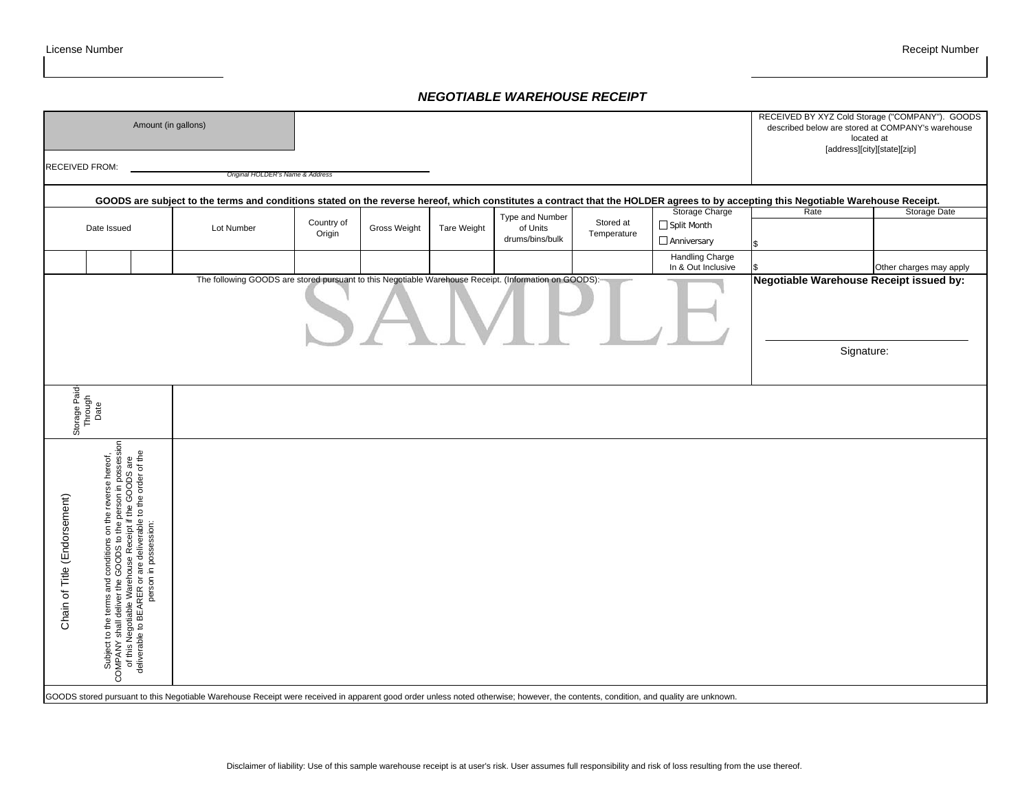License Number

Receipt Number

## NEGOTIABLE WAREHOUSE RECEIPT

Amount (in gallons)

RECEIVED FROM: ______________________________
*Original HOLDER's Name & Address*

RECEIVED BY XYZ Cold Storage ("COMPANY"). GOODS described below are stored at COMPANY's warehouse located at [address][city][state][zip]

**GOODS are subject to the terms and conditions stated on the reverse hereof, which constitutes a contract that the HOLDER agrees to by accepting this Negotiable Warehouse Receipt.**

| Date Issued | | | Lot Number | Country of Origin | Gross Weight | Tare Weight | Type and Number of Units drums/bins/bulk | Stored at Temperature | Storage Charge ☐ Split Month ☐ Anniversary | Rate | Storage Date |
|---|---|---|---|---|---|---|---|---|---|---|---|
| | | | | | | | | | | $ | |
| | | | | | | | | | Handling Charge In & Out Inclusive | $ | Other charges may apply |

The following GOODS are stored pursuant to this Negotiable Warehouse Receipt. (Information on GOODS):

**Negotiable Warehouse Receipt issued by:**

Signature: ______________________________

Storage Paid Through Date

Chain of Title (Endorsement)

Subject to the terms and conditions on the reverse hereof, COMPANY shall deliver the GOODS to the person in possession of this Negotiable Warehouse Receipt if the GOODS are deliverable to BEARER or are deliverable to the order of the person in possession:

GOODS stored pursuant to this Negotiable Warehouse Receipt were received in apparent good order unless noted otherwise; however, the contents, condition, and quality are unknown.

Disclaimer of liability: Use of this sample warehouse receipt is at user's risk. User assumes full responsibility and risk of loss resulting from the use thereof.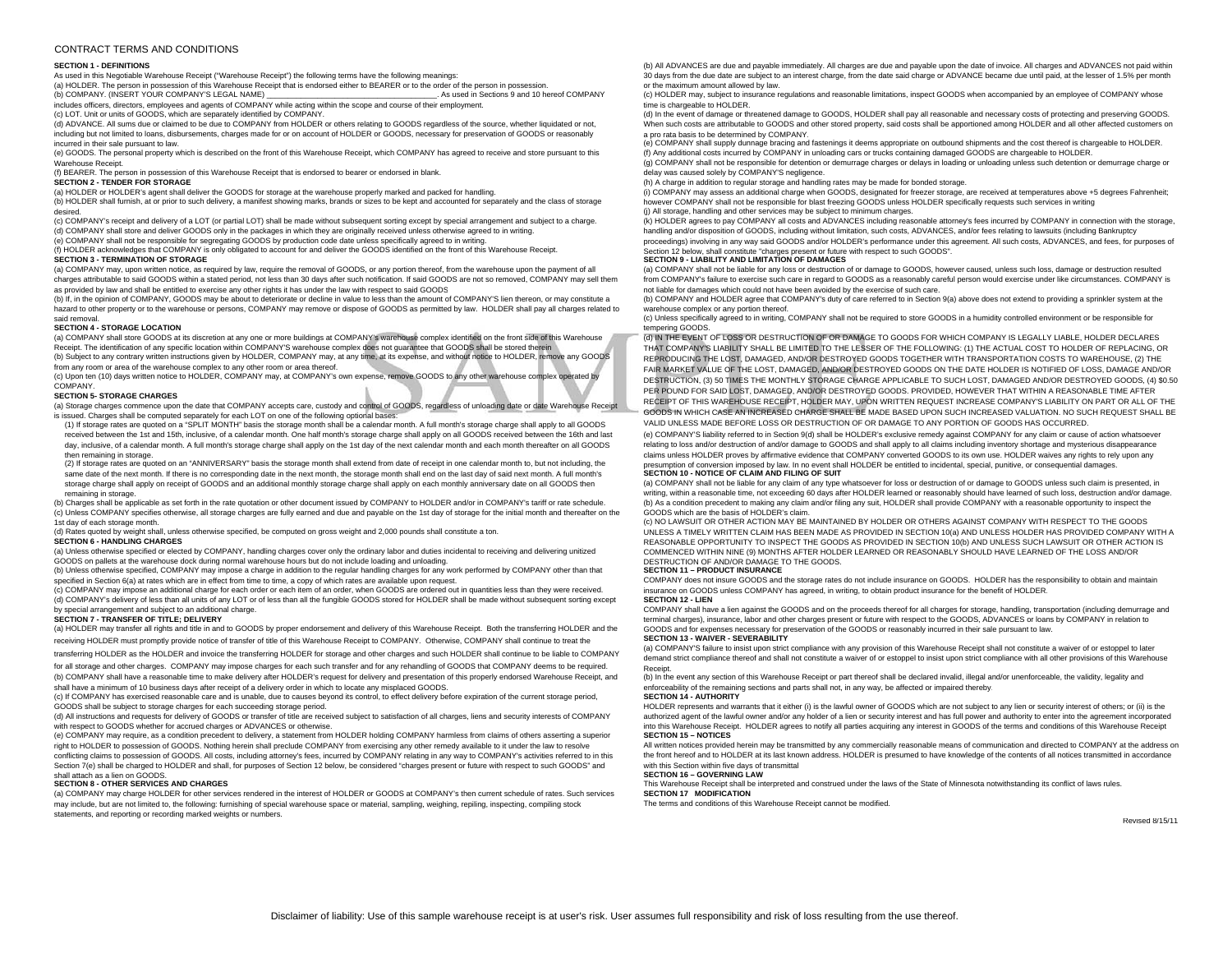# CONTRACT TERMS AND CONDITIONS

**SECTION 1 - DEFINITIONS**

As used in this Negotiable Warehouse Receipt ("Warehouse Receipt") the following terms have the following meanings:

(a) HOLDER. The person in possession of this Warehouse Receipt that is endorsed either to BEARER or to the order of the person in possession.

(b) COMPANY. (INSERT YOUR COMPANY'S LEGAL NAME) ________________________________________. As used in Sections 9 and 10 hereof COMPANY includes officers, directors, employees and agents of COMPANY while acting within the scope and course of their employment.

(c) LOT. Unit or units of GOODS, which are separately identified by COMPANY.

(d) ADVANCE. All sums due or claimed to be due to COMPANY from HOLDER or others relating to GOODS regardless of the source, whether liquidated or not, including but not limited to loans, disbursements, charges made for or on account of HOLDER or GOODS, necessary for preservation of GOODS or reasonably incurred in their sale pursuant to law.

(e) GOODS. The personal property which is described on the front of this Warehouse Receipt, which COMPANY has agreed to receive and store pursuant to this Warehouse Receipt.

(f) BEARER. The person in possession of this Warehouse Receipt that is endorsed to bearer or endorsed in blank.

**SECTION 2 - TENDER FOR STORAGE**

(a) HOLDER or HOLDER's agent shall deliver the GOODS for storage at the warehouse properly marked and packed for handling.

(b) HOLDER shall furnish, at or prior to such delivery, a manifest showing marks, brands or sizes to be kept and accounted for separately and the class of storage desired.

(c) COMPANY's receipt and delivery of a LOT (or partial LOT) shall be made without subsequent sorting except by special arrangement and subject to a charge.

(d) COMPANY shall store and deliver GOODS only in the packages in which they are originally received unless otherwise agreed to in writing.

(e) COMPANY shall not be responsible for segregating GOODS by production code date unless specifically agreed to in writing.

(f) HOLDER acknowledges that COMPANY is only obligated to account for and deliver the GOODS identified on the front of this Warehouse Receipt.

**SECTION 3 - TERMINATION OF STORAGE**

(a) COMPANY may, upon written notice, as required by law, require the removal of GOODS, or any portion thereof, from the warehouse upon the payment of all charges attributable to said GOODS within a stated period, not less than 30 days after such notification. If said GOODS are not so removed, COMPANY may sell them as provided by law and shall be entitled to exercise any other rights it has under the law with respect to said GOODS

(b) If, in the opinion of COMPANY, GOODS may be about to deteriorate or decline in value to less than the amount of COMPANY'S lien thereon, or may constitute a hazard to other property or to the warehouse or persons, COMPANY may remove or dispose of GOODS as permitted by law. HOLDER shall pay all charges related to said removal.

**SECTION 4 - STORAGE LOCATION**

(a) COMPANY shall store GOODS at its discretion at any one or more buildings at COMPANY's warehouse complex identified on the front side of this Warehouse Receipt. The identification of any specific location within COMPANY'S warehouse complex does not guarantee that GOODS shall be stored therein

(b) Subject to any contrary written instructions given by HOLDER, COMPANY may, at any time, at its expense, and without notice to HOLDER, remove any GOODS from any room or area of the warehouse complex to any other room or area thereof.

(c) Upon ten (10) days written notice to HOLDER, COMPANY may, at COMPANY's own expense, remove GOODS to any other warehouse complex operated by COMPANY.

**SECTION 5- STORAGE CHARGES**

(a) Storage charges commence upon the date that COMPANY accepts care, custody and control of GOODS, regardless of unloading date or date Warehouse Receipt is issued. Charges shall be computed separately for each LOT on one of the following optional bases:

(1) If storage rates are quoted on a "SPLIT MONTH" basis the storage month shall be a calendar month. A full month's storage charge shall apply to all GOODS received between the 1st and 15th, inclusive, of a calendar month. One half month's storage charge shall apply on all GOODS received between the 16th and last day, inclusive, of a calendar month. A full month's storage charge shall apply on the 1st day of the next calendar month and each month thereafter on all GOODS then remaining in storage.

(2) If storage rates are quoted on an "ANNIVERSARY" basis the storage month shall extend from date of receipt in one calendar month to, but not including, the same date of the next month. If there is no corresponding date in the next month, the storage month shall end on the last day of said next month. A full month's storage charge shall apply on receipt of GOODS and an additional monthly storage charge shall apply on each monthly anniversary date on all GOODS then remaining in storage.

(b) Charges shall be applicable as set forth in the rate quotation or other document issued by COMPANY to HOLDER and/or in COMPANY's tariff or rate schedule.

(c) Unless COMPANY specifies otherwise, all storage charges are fully earned and due and payable on the 1st day of storage for the initial month and thereafter on the 1st day of each storage month.

(d) Rates quoted by weight shall, unless otherwise specified, be computed on gross weight and 2,000 pounds shall constitute a ton.

**SECTION 6 - HANDLING CHARGES**

(a) Unless otherwise specified or elected by COMPANY, handling charges cover only the ordinary labor and duties incidental to receiving and delivering unitized GOODS on pallets at the warehouse dock during normal warehouse hours but do not include loading and unloading.

(b) Unless otherwise specified, COMPANY may impose a charge in addition to the regular handling charges for any work performed by COMPANY other than that specified in Section 6(a) at rates which are in effect from time to time, a copy of which rates are available upon request.

(c) COMPANY may impose an additional charge for each order or each item of an order, when GOODS are ordered out in quantities less than they were received.

(d) COMPANY's delivery of less than all units of any LOT or of less than all the fungible GOODS stored for HOLDER shall be made without subsequent sorting except by special arrangement and subject to an additional charge.

**SECTION 7 - TRANSFER OF TITLE; DELIVERY**

(a) HOLDER may transfer all rights and title in and to GOODS by proper endorsement and delivery of this Warehouse Receipt. Both the transferring HOLDER and the receiving HOLDER must promptly provide notice of transfer of title of this Warehouse Receipt to COMPANY. Otherwise, COMPANY shall continue to treat the transferring HOLDER as the HOLDER and invoice the transferring HOLDER for storage and other charges and such HOLDER shall continue to be liable to COMPANY for all storage and other charges. COMPANY may impose charges for each such transfer and for any rehandling of GOODS that COMPANY deems to be required.

(b) COMPANY shall have a reasonable time to make delivery after HOLDER's request for delivery and presentation of this properly endorsed Warehouse Receipt, and shall have a minimum of 10 business days after receipt of a delivery order in which to locate any misplaced GOODS.

(c) If COMPANY has exercised reasonable care and is unable, due to causes beyond its control, to effect delivery before expiration of the current storage period, GOODS shall be subject to storage charges for each succeeding storage period.

(d) All instructions and requests for delivery of GOODS or transfer of title are received subject to satisfaction of all charges, liens and security interests of COMPANY with respect to GOODS whether for accrued charges or ADVANCES or otherwise.

(e) COMPANY may require, as a condition precedent to delivery, a statement from HOLDER holding COMPANY harmless from claims of others asserting a superior right to HOLDER to possession of GOODS. Nothing herein shall preclude COMPANY from exercising any other remedy available to it under the law to resolve conflicting claims to possession of GOODS. All costs, including attorney's fees, incurred by COMPANY relating in any way to COMPANY's activities referred to in this Section 7(e) shall be charged to HOLDER and shall, for purposes of Section 12 below, be considered "charges present or future with respect to such GOODS" and shall attach as a lien on GOODS.

**SECTION 8 - OTHER SERVICES AND CHARGES**

(a) COMPANY may charge HOLDER for other services rendered in the interest of HOLDER or GOODS at COMPANY's then current schedule of rates. Such services may include, but are not limited to, the following: furnishing of special warehouse space or material, sampling, weighing, repiling, inspecting, compiling stock statements, and reporting or recording marked weights or numbers.

(b) All ADVANCES are due and payable immediately. All charges are due and payable upon the date of invoice. All charges and ADVANCES not paid within 30 days from the due date are subject to an interest charge, from the date said charge or ADVANCE became due until paid, at the lesser of 1.5% per month or the maximum amount allowed by law.

(c) HOLDER may, subject to insurance regulations and reasonable limitations, inspect GOODS when accompanied by an employee of COMPANY whose time is chargeable to HOLDER.

(d) In the event of damage or threatened damage to GOODS, HOLDER shall pay all reasonable and necessary costs of protecting and preserving GOODS. When such costs are attributable to GOODS and other stored property, said costs shall be apportioned among HOLDER and all other affected customers on a pro rata basis to be determined by COMPANY.

(e) COMPANY shall supply dunnage bracing and fastenings it deems appropriate on outbound shipments and the cost thereof is chargeable to HOLDER.

(f) Any additional costs incurred by COMPANY in unloading cars or trucks containing damaged GOODS are chargeable to HOLDER.

(g) COMPANY shall not be responsible for detention or demurrage charges or delays in loading or unloading unless such detention or demurrage charge or delay was caused solely by COMPANY'S negligence.

(h) A charge in addition to regular storage and handling rates may be made for bonded storage.

(i) COMPANY may assess an additional charge when GOODS, designated for freezer storage, are received at temperatures above +5 degrees Fahrenheit; however COMPANY shall not be responsible for blast freezing GOODS unless HOLDER specifically requests such services in writing

(j) All storage, handling and other services may be subject to minimum charges.

(k) HOLDER agrees to pay COMPANY all costs and ADVANCES including reasonable attorney's fees incurred by COMPANY in connection with the storage, handling and/or disposition of GOODS, including without limitation, such costs, ADVANCES, and/or fees relating to lawsuits (including Bankruptcy proceedings) involving in any way said GOODS and/or HOLDER's performance under this agreement. All such costs, ADVANCES, and fees, for purposes of Section 12 below, shall constitute "charges present or future with respect to such GOODS".

**SECTION 9 - LIABILITY AND LIMITATION OF DAMAGES**

(a) COMPANY shall not be liable for any loss or destruction of or damage to GOODS, however caused, unless such loss, damage or destruction resulted from COMPANY's failure to exercise such care in regard to GOODS as a reasonably careful person would exercise under like circumstances. COMPANY is not liable for damages which could not have been avoided by the exercise of such care.

(b) COMPANY and HOLDER agree that COMPANY's duty of care referred to in Section 9(a) above does not extend to providing a sprinkler system at the warehouse complex or any portion thereof.

(c) Unless specifically agreed to in writing, COMPANY shall not be required to store GOODS in a humidity controlled environment or be responsible for tempering GOODS.

(d) IN THE EVENT OF LOSS OR DESTRUCTION OF OR DAMAGE TO GOODS FOR WHICH COMPANY IS LEGALLY LIABLE, HOLDER DECLARES THAT COMPANY'S LIABILITY SHALL BE LIMITED TO THE LESSER OF THE FOLLOWING: (1) THE ACTUAL COST TO HOLDER OF REPLACING, OR REPRODUCING THE LOST, DAMAGED, AND/OR DESTROYED GOODS TOGETHER WITH TRANSPORTATION COSTS TO WAREHOUSE, (2) THE FAIR MARKET VALUE OF THE LOST, DAMAGED, AND/OR DESTROYED GOODS ON THE DATE HOLDER IS NOTIFIED OF LOSS, DAMAGE AND/OR DESTRUCTION, (3) 50 TIMES THE MONTHLY STORAGE CHARGE APPLICABLE TO SUCH LOST, DAMAGED AND/OR DESTROYED GOODS, (4) $0.50 PER POUND FOR SAID LOST, DAMAGED, AND/OR DESTROYED GOODS. PROVIDED, HOWEVER THAT WITHIN A REASONABLE TIME AFTER RECEIPT OF THIS WAREHOUSE RECEIPT, HOLDER MAY, UPON WRITTEN REQUEST INCREASE COMPANY'S LIABILITY ON PART OR ALL OF THE GOODS IN WHICH CASE AN INCREASED CHARGE SHALL BE MADE BASED UPON SUCH INCREASED VALUATION. NO SUCH REQUEST SHALL BE VALID UNLESS MADE BEFORE LOSS OR DESTRUCTION OF OR DAMAGE TO ANY PORTION OF GOODS HAS OCCURRED.

(e) COMPANY's liability referred to in Section 9(d) shall be HOLDER's exclusive remedy against COMPANY for any claim or cause of action whatsoever relating to loss and/or destruction of and/or damage to GOODS and shall apply to all claims including inventory shortage and mysterious disappearance claims unless HOLDER proves by affirmative evidence that COMPANY converted GOODS to its own use. HOLDER waives any rights to rely upon any presumption of conversion imposed by law. In no event shall HOLDER be entitled to incidental, special, punitive, or consequential damages.

**SECTION 10 - NOTICE OF CLAIM AND FILING OF SUIT**

(a) COMPANY shall not be liable for any claim of any type whatsoever for loss or destruction of or damage to GOODS unless such claim is presented, in writing, within a reasonable time, not exceeding 60 days after HOLDER learned or should have learned of such loss, destruction and/or damage.

(b) As a condition precedent to making any claim and/or filing any suit, HOLDER shall provide COMPANY with a reasonable opportunity to inspect the GOODS which are the basis of HOLDER's claim.

(c) NO LAWSUIT OR OTHER ACTION MAY BE MAINTAINED BY HOLDER OR OTHERS AGAINST COMPANY WITH RESPECT TO THE GOODS UNLESS A TIMELY WRITTEN CLAIM HAS BEEN MADE AS PROVIDED IN SECTION 10(a) AND UNLESS HOLDER HAS PROVIDED COMPANY WITH A REASONABLE OPPORTUNITY TO INSPECT THE GOODS AS PROVIDED IN SECTION 10(b) AND UNLESS SUCH LAWSUIT OR OTHER ACTION IS COMMENCED WITHIN NINE (9) MONTHS AFTER HOLDER LEARNED OR REASONABLY SHOULD HAVE LEARNED OF THE LOSS AND/OR DESTRUCTION OF AND/OR DAMAGE TO THE GOODS.

**SECTION 11 – PRODUCT INSURANCE**

COMPANY does not insure GOODS and the storage rates do not include insurance on GOODS. HOLDER has the responsibility to obtain and maintain insurance on GOODS unless COMPANY has agreed, in writing, to obtain product insurance for the benefit of HOLDER.

**SECTION 12 - LIEN**

COMPANY shall have a lien against the GOODS and on the proceeds thereof for all charges for storage, handling, transportation (including demurrage and terminal charges), insurance, labor and other charges present or future with respect to the GOODS, ADVANCES or loans by COMPANY in relation to GOODS and for expenses necessary for preservation of the GOODS or reasonably incurred in their sale pursuant to law.

**SECTION 13 - WAIVER - SEVERABILITY**

(a) COMPANY's failure to insist upon strict compliance with any provision of this Warehouse Receipt shall not constitute a waiver of or estoppel to later demand strict compliance thereof and shall not constitute a waiver of or estoppel to insist upon strict compliance with all other provisions of this Warehouse Receipt.

(b) In the event any section of this Warehouse Receipt or part thereof shall be declared invalid, illegal and/or unenforceable, the validity, legality and enforceability of the remaining sections and parts shall not, in any way, be affected or impaired thereby.

**SECTION 14 - AUTHORITY**

HOLDER represents and warrants that it either (i) is the lawful owner of GOODS which are not subject to any lien or security interest of others; or (ii) is the authorized agent of the lawful owner and/or any holder of a lien or security interest and has full power and authority to enter into the agreement incorporated into this Warehouse Receipt. HOLDER agrees to notify all parties acquiring any interest in GOODS of the terms and conditions of this Warehouse Receipt

**SECTION 15 – NOTICES**

All written notices provided herein may be transmitted by any commercially reasonable means of communication and directed to COMPANY at the address on the front hereof and to HOLDER at its last known address. HOLDER is presumed to have knowledge of the contents of all notices transmitted in accordance with this Section within five days of transmittal

**SECTION 16 – GOVERNING LAW**

This Warehouse Receipt shall be interpreted and construed under the laws of the State of Minnesota notwithstanding its conflict of laws rules.

**SECTION 17 MODIFICATION**

The terms and conditions of this Warehouse Receipt cannot be modified.

Revised 8/15/11

Disclaimer of liability: Use of this sample warehouse receipt is at user's risk. User assumes full responsibility and risk of loss resulting from the use thereof.